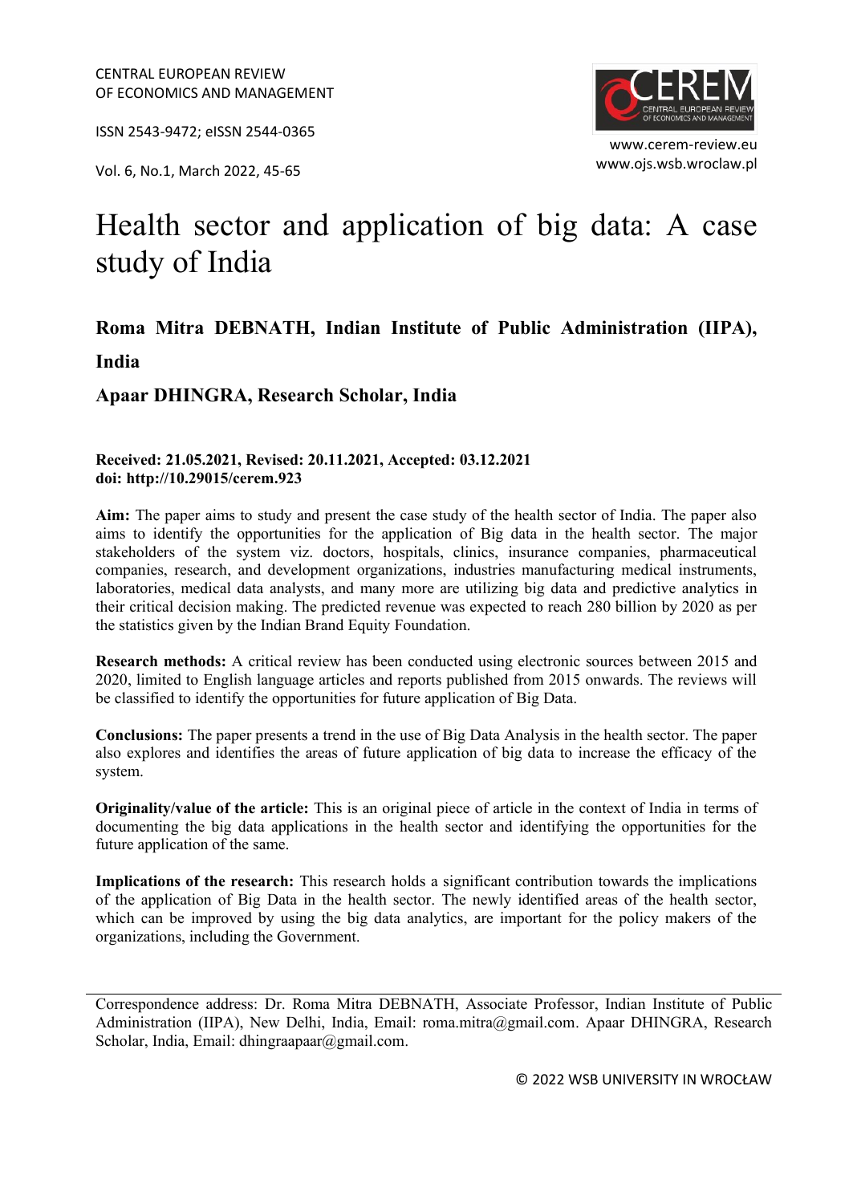CENTRAL EUROPEAN REVIEW OF ECONOMICS AND MANAGEMENT

ISSN 2543-9472; eISSN 2544-0365

www.cerem-review.eu
www.ojs.wsb.wroclaw.pl

Vol. 6, No.1, March 2022, 45-65

# Health sector and application of big data: A case study of India

**Roma Mitra DEBNATH, Indian Institute of Public Administration (IIPA), India**

**Apaar DHINGRA, Research Scholar, India**

**Received: 21.05.2021, Revised: 20.11.2021, Accepted: 03.12.2021**
**doi: http://10.29015/cerem.923**

**Aim:** The paper aims to study and present the case study of the health sector of India. The paper also aims to identify the opportunities for the application of Big data in the health sector. The major stakeholders of the system viz. doctors, hospitals, clinics, insurance companies, pharmaceutical companies, research, and development organizations, industries manufacturing medical instruments, laboratories, medical data analysts, and many more are utilizing big data and predictive analytics in their critical decision making. The predicted revenue was expected to reach 280 billion by 2020 as per the statistics given by the Indian Brand Equity Foundation.

**Research methods:** A critical review has been conducted using electronic sources between 2015 and 2020, limited to English language articles and reports published from 2015 onwards. The reviews will be classified to identify the opportunities for future application of Big Data.

**Conclusions:** The paper presents a trend in the use of Big Data Analysis in the health sector. The paper also explores and identifies the areas of future application of big data to increase the efficacy of the system.

**Originality/value of the article:** This is an original piece of article in the context of India in terms of documenting the big data applications in the health sector and identifying the opportunities for the future application of the same.

**Implications of the research:** This research holds a significant contribution towards the implications of the application of Big Data in the health sector. The newly identified areas of the health sector, which can be improved by using the big data analytics, are important for the policy makers of the organizations, including the Government.

---

Correspondence address: Dr. Roma Mitra DEBNATH, Associate Professor, Indian Institute of Public Administration (IIPA), New Delhi, India, Email: roma.mitra@gmail.com. Apaar DHINGRA, Research Scholar, India, Email: dhingraapaar@gmail.com.

© 2022 WSB UNIVERSITY IN WROCŁAW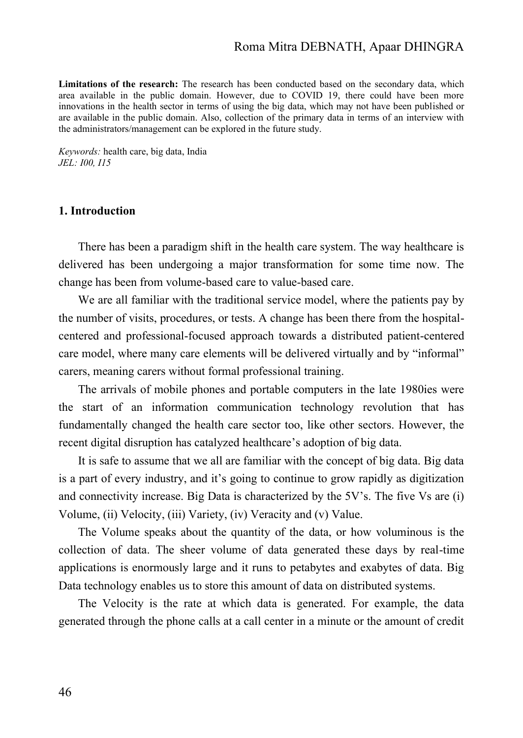**Limitations of the research:** The research has been conducted based on the secondary data, which area available in the public domain. However, due to COVID 19, there could have been more innovations in the health sector in terms of using the big data, which may not have been published or are available in the public domain. Also, collection of the primary data in terms of an interview with the administrators/management can be explored in the future study.

*Keywords:* health care, big data, India
*JEL: I00, I15*

## 1. Introduction

There has been a paradigm shift in the health care system. The way healthcare is delivered has been undergoing a major transformation for some time now. The change has been from volume-based care to value-based care.

We are all familiar with the traditional service model, where the patients pay by the number of visits, procedures, or tests. A change has been there from the hospital-centered and professional-focused approach towards a distributed patient-centered care model, where many care elements will be delivered virtually and by "informal" carers, meaning carers without formal professional training.

The arrivals of mobile phones and portable computers in the late 1980ies were the start of an information communication technology revolution that has fundamentally changed the health care sector too, like other sectors. However, the recent digital disruption has catalyzed healthcare's adoption of big data.

It is safe to assume that we all are familiar with the concept of big data. Big data is a part of every industry, and it's going to continue to grow rapidly as digitization and connectivity increase. Big Data is characterized by the 5V's. The five Vs are (i) Volume, (ii) Velocity, (iii) Variety, (iv) Veracity and (v) Value.

The Volume speaks about the quantity of the data, or how voluminous is the collection of data. The sheer volume of data generated these days by real-time applications is enormously large and it runs to petabytes and exabytes of data. Big Data technology enables us to store this amount of data on distributed systems.

The Velocity is the rate at which data is generated. For example, the data generated through the phone calls at a call center in a minute or the amount of credit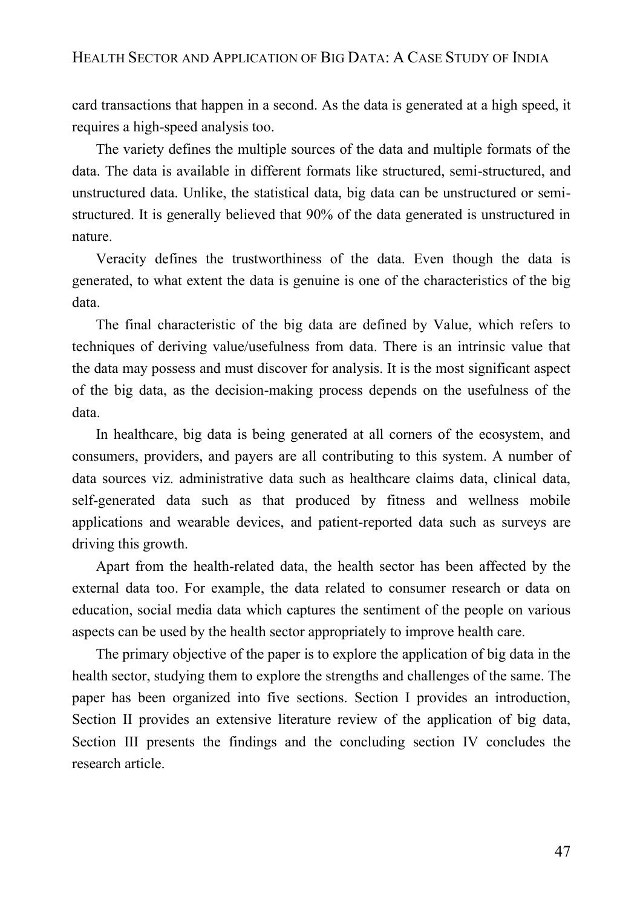card transactions that happen in a second. As the data is generated at a high speed, it requires a high-speed analysis too.

The variety defines the multiple sources of the data and multiple formats of the data. The data is available in different formats like structured, semi-structured, and unstructured data. Unlike, the statistical data, big data can be unstructured or semi-structured. It is generally believed that 90% of the data generated is unstructured in nature.

Veracity defines the trustworthiness of the data. Even though the data is generated, to what extent the data is genuine is one of the characteristics of the big data.

The final characteristic of the big data are defined by Value, which refers to techniques of deriving value/usefulness from data. There is an intrinsic value that the data may possess and must discover for analysis. It is the most significant aspect of the big data, as the decision-making process depends on the usefulness of the data.

In healthcare, big data is being generated at all corners of the ecosystem, and consumers, providers, and payers are all contributing to this system. A number of data sources viz. administrative data such as healthcare claims data, clinical data, self-generated data such as that produced by fitness and wellness mobile applications and wearable devices, and patient-reported data such as surveys are driving this growth.

Apart from the health-related data, the health sector has been affected by the external data too. For example, the data related to consumer research or data on education, social media data which captures the sentiment of the people on various aspects can be used by the health sector appropriately to improve health care.

The primary objective of the paper is to explore the application of big data in the health sector, studying them to explore the strengths and challenges of the same. The paper has been organized into five sections. Section I provides an introduction, Section II provides an extensive literature review of the application of big data, Section III presents the findings and the concluding section IV concludes the research article.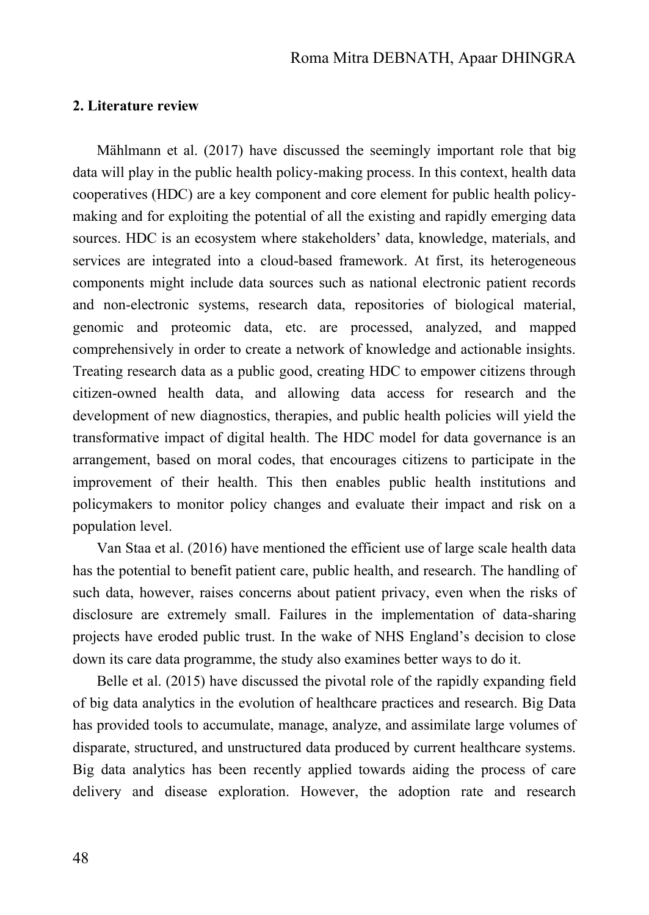## 2. Literature review

Mählmann et al. (2017) have discussed the seemingly important role that big data will play in the public health policy-making process. In this context, health data cooperatives (HDC) are a key component and core element for public health policy-making and for exploiting the potential of all the existing and rapidly emerging data sources. HDC is an ecosystem where stakeholders' data, knowledge, materials, and services are integrated into a cloud-based framework. At first, its heterogeneous components might include data sources such as national electronic patient records and non-electronic systems, research data, repositories of biological material, genomic and proteomic data, etc. are processed, analyzed, and mapped comprehensively in order to create a network of knowledge and actionable insights. Treating research data as a public good, creating HDC to empower citizens through citizen-owned health data, and allowing data access for research and the development of new diagnostics, therapies, and public health policies will yield the transformative impact of digital health. The HDC model for data governance is an arrangement, based on moral codes, that encourages citizens to participate in the improvement of their health. This then enables public health institutions and policymakers to monitor policy changes and evaluate their impact and risk on a population level.

Van Staa et al. (2016) have mentioned the efficient use of large scale health data has the potential to benefit patient care, public health, and research. The handling of such data, however, raises concerns about patient privacy, even when the risks of disclosure are extremely small. Failures in the implementation of data-sharing projects have eroded public trust. In the wake of NHS England's decision to close down its care data programme, the study also examines better ways to do it.

Belle et al. (2015) have discussed the pivotal role of the rapidly expanding field of big data analytics in the evolution of healthcare practices and research. Big Data has provided tools to accumulate, manage, analyze, and assimilate large volumes of disparate, structured, and unstructured data produced by current healthcare systems. Big data analytics has been recently applied towards aiding the process of care delivery and disease exploration. However, the adoption rate and research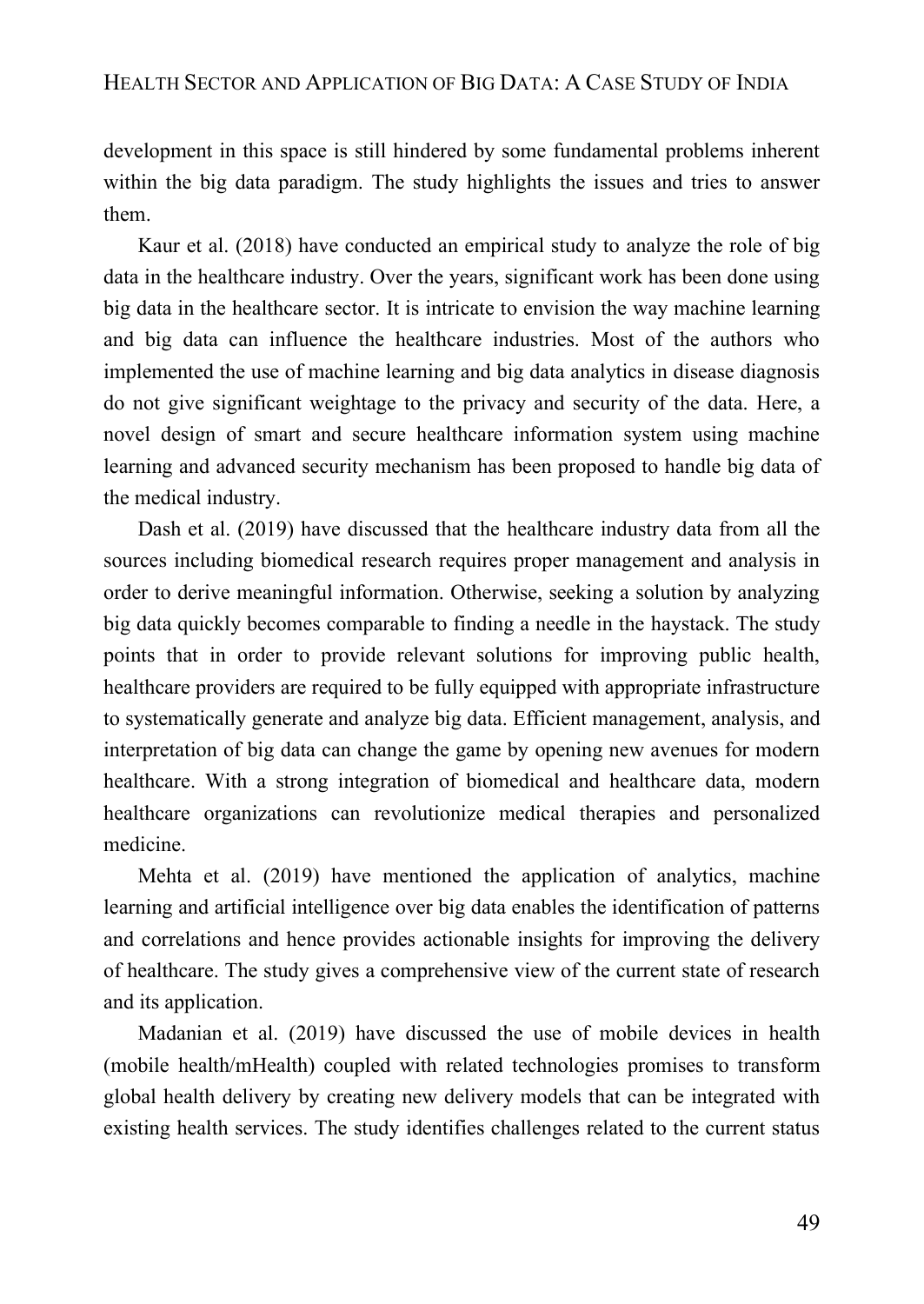development in this space is still hindered by some fundamental problems inherent within the big data paradigm. The study highlights the issues and tries to answer them.

Kaur et al. (2018) have conducted an empirical study to analyze the role of big data in the healthcare industry. Over the years, significant work has been done using big data in the healthcare sector. It is intricate to envision the way machine learning and big data can influence the healthcare industries. Most of the authors who implemented the use of machine learning and big data analytics in disease diagnosis do not give significant weightage to the privacy and security of the data. Here, a novel design of smart and secure healthcare information system using machine learning and advanced security mechanism has been proposed to handle big data of the medical industry.

Dash et al. (2019) have discussed that the healthcare industry data from all the sources including biomedical research requires proper management and analysis in order to derive meaningful information. Otherwise, seeking a solution by analyzing big data quickly becomes comparable to finding a needle in the haystack. The study points that in order to provide relevant solutions for improving public health, healthcare providers are required to be fully equipped with appropriate infrastructure to systematically generate and analyze big data. Efficient management, analysis, and interpretation of big data can change the game by opening new avenues for modern healthcare. With a strong integration of biomedical and healthcare data, modern healthcare organizations can revolutionize medical therapies and personalized medicine.

Mehta et al. (2019) have mentioned the application of analytics, machine learning and artificial intelligence over big data enables the identification of patterns and correlations and hence provides actionable insights for improving the delivery of healthcare. The study gives a comprehensive view of the current state of research and its application.

Madanian et al. (2019) have discussed the use of mobile devices in health (mobile health/mHealth) coupled with related technologies promises to transform global health delivery by creating new delivery models that can be integrated with existing health services. The study identifies challenges related to the current status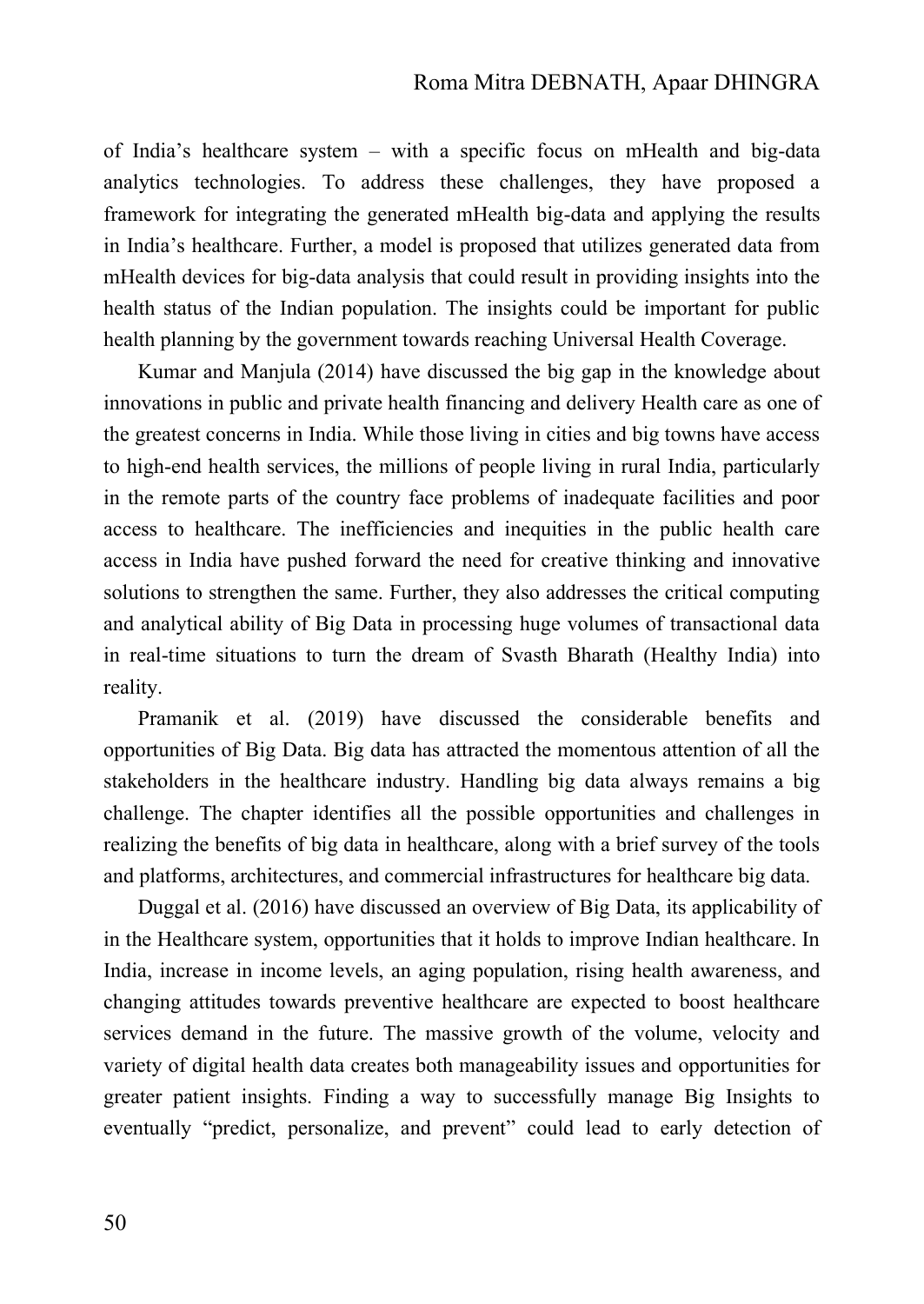of India's healthcare system – with a specific focus on mHealth and big-data analytics technologies. To address these challenges, they have proposed a framework for integrating the generated mHealth big-data and applying the results in India's healthcare. Further, a model is proposed that utilizes generated data from mHealth devices for big-data analysis that could result in providing insights into the health status of the Indian population. The insights could be important for public health planning by the government towards reaching Universal Health Coverage.

Kumar and Manjula (2014) have discussed the big gap in the knowledge about innovations in public and private health financing and delivery Health care as one of the greatest concerns in India. While those living in cities and big towns have access to high-end health services, the millions of people living in rural India, particularly in the remote parts of the country face problems of inadequate facilities and poor access to healthcare. The inefficiencies and inequities in the public health care access in India have pushed forward the need for creative thinking and innovative solutions to strengthen the same. Further, they also addresses the critical computing and analytical ability of Big Data in processing huge volumes of transactional data in real-time situations to turn the dream of Svasth Bharath (Healthy India) into reality.

Pramanik et al. (2019) have discussed the considerable benefits and opportunities of Big Data. Big data has attracted the momentous attention of all the stakeholders in the healthcare industry. Handling big data always remains a big challenge. The chapter identifies all the possible opportunities and challenges in realizing the benefits of big data in healthcare, along with a brief survey of the tools and platforms, architectures, and commercial infrastructures for healthcare big data.

Duggal et al. (2016) have discussed an overview of Big Data, its applicability of in the Healthcare system, opportunities that it holds to improve Indian healthcare. In India, increase in income levels, an aging population, rising health awareness, and changing attitudes towards preventive healthcare are expected to boost healthcare services demand in the future. The massive growth of the volume, velocity and variety of digital health data creates both manageability issues and opportunities for greater patient insights. Finding a way to successfully manage Big Insights to eventually "predict, personalize, and prevent" could lead to early detection of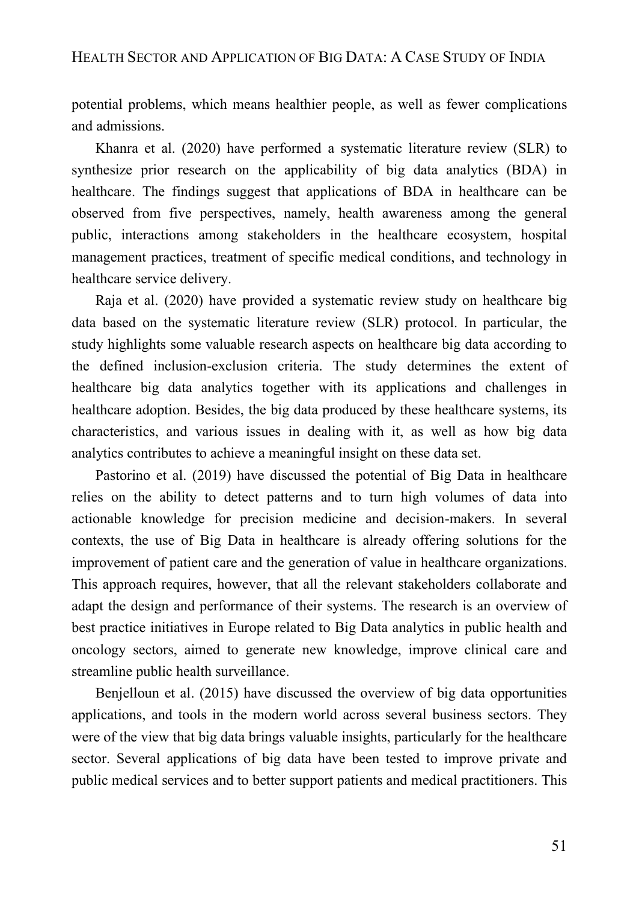potential problems, which means healthier people, as well as fewer complications and admissions.

Khanra et al. (2020) have performed a systematic literature review (SLR) to synthesize prior research on the applicability of big data analytics (BDA) in healthcare. The findings suggest that applications of BDA in healthcare can be observed from five perspectives, namely, health awareness among the general public, interactions among stakeholders in the healthcare ecosystem, hospital management practices, treatment of specific medical conditions, and technology in healthcare service delivery.

Raja et al. (2020) have provided a systematic review study on healthcare big data based on the systematic literature review (SLR) protocol. In particular, the study highlights some valuable research aspects on healthcare big data according to the defined inclusion-exclusion criteria. The study determines the extent of healthcare big data analytics together with its applications and challenges in healthcare adoption. Besides, the big data produced by these healthcare systems, its characteristics, and various issues in dealing with it, as well as how big data analytics contributes to achieve a meaningful insight on these data set.

Pastorino et al. (2019) have discussed the potential of Big Data in healthcare relies on the ability to detect patterns and to turn high volumes of data into actionable knowledge for precision medicine and decision-makers. In several contexts, the use of Big Data in healthcare is already offering solutions for the improvement of patient care and the generation of value in healthcare organizations. This approach requires, however, that all the relevant stakeholders collaborate and adapt the design and performance of their systems. The research is an overview of best practice initiatives in Europe related to Big Data analytics in public health and oncology sectors, aimed to generate new knowledge, improve clinical care and streamline public health surveillance.

Benjelloun et al. (2015) have discussed the overview of big data opportunities applications, and tools in the modern world across several business sectors. They were of the view that big data brings valuable insights, particularly for the healthcare sector. Several applications of big data have been tested to improve private and public medical services and to better support patients and medical practitioners. This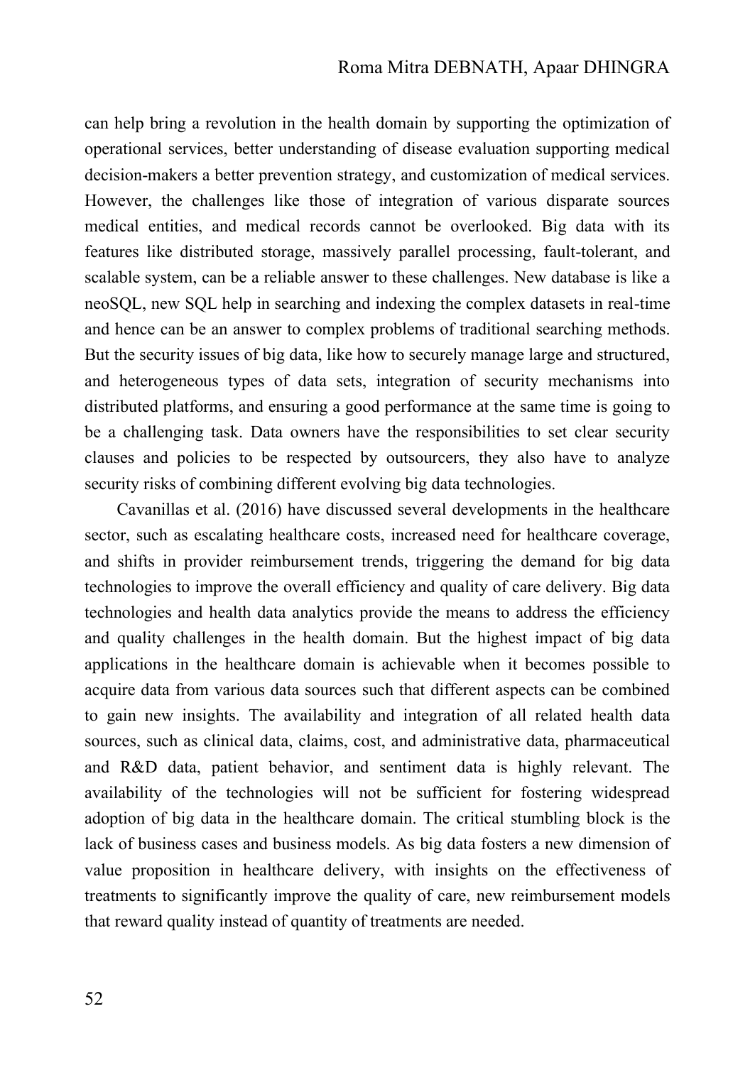can help bring a revolution in the health domain by supporting the optimization of operational services, better understanding of disease evaluation supporting medical decision-makers a better prevention strategy, and customization of medical services. However, the challenges like those of integration of various disparate sources medical entities, and medical records cannot be overlooked. Big data with its features like distributed storage, massively parallel processing, fault-tolerant, and scalable system, can be a reliable answer to these challenges. New database is like a neoSQL, new SQL help in searching and indexing the complex datasets in real-time and hence can be an answer to complex problems of traditional searching methods. But the security issues of big data, like how to securely manage large and structured, and heterogeneous types of data sets, integration of security mechanisms into distributed platforms, and ensuring a good performance at the same time is going to be a challenging task. Data owners have the responsibilities to set clear security clauses and policies to be respected by outsourcers, they also have to analyze security risks of combining different evolving big data technologies.

Cavanillas et al. (2016) have discussed several developments in the healthcare sector, such as escalating healthcare costs, increased need for healthcare coverage, and shifts in provider reimbursement trends, triggering the demand for big data technologies to improve the overall efficiency and quality of care delivery. Big data technologies and health data analytics provide the means to address the efficiency and quality challenges in the health domain. But the highest impact of big data applications in the healthcare domain is achievable when it becomes possible to acquire data from various data sources such that different aspects can be combined to gain new insights. The availability and integration of all related health data sources, such as clinical data, claims, cost, and administrative data, pharmaceutical and R&D data, patient behavior, and sentiment data is highly relevant. The availability of the technologies will not be sufficient for fostering widespread adoption of big data in the healthcare domain. The critical stumbling block is the lack of business cases and business models. As big data fosters a new dimension of value proposition in healthcare delivery, with insights on the effectiveness of treatments to significantly improve the quality of care, new reimbursement models that reward quality instead of quantity of treatments are needed.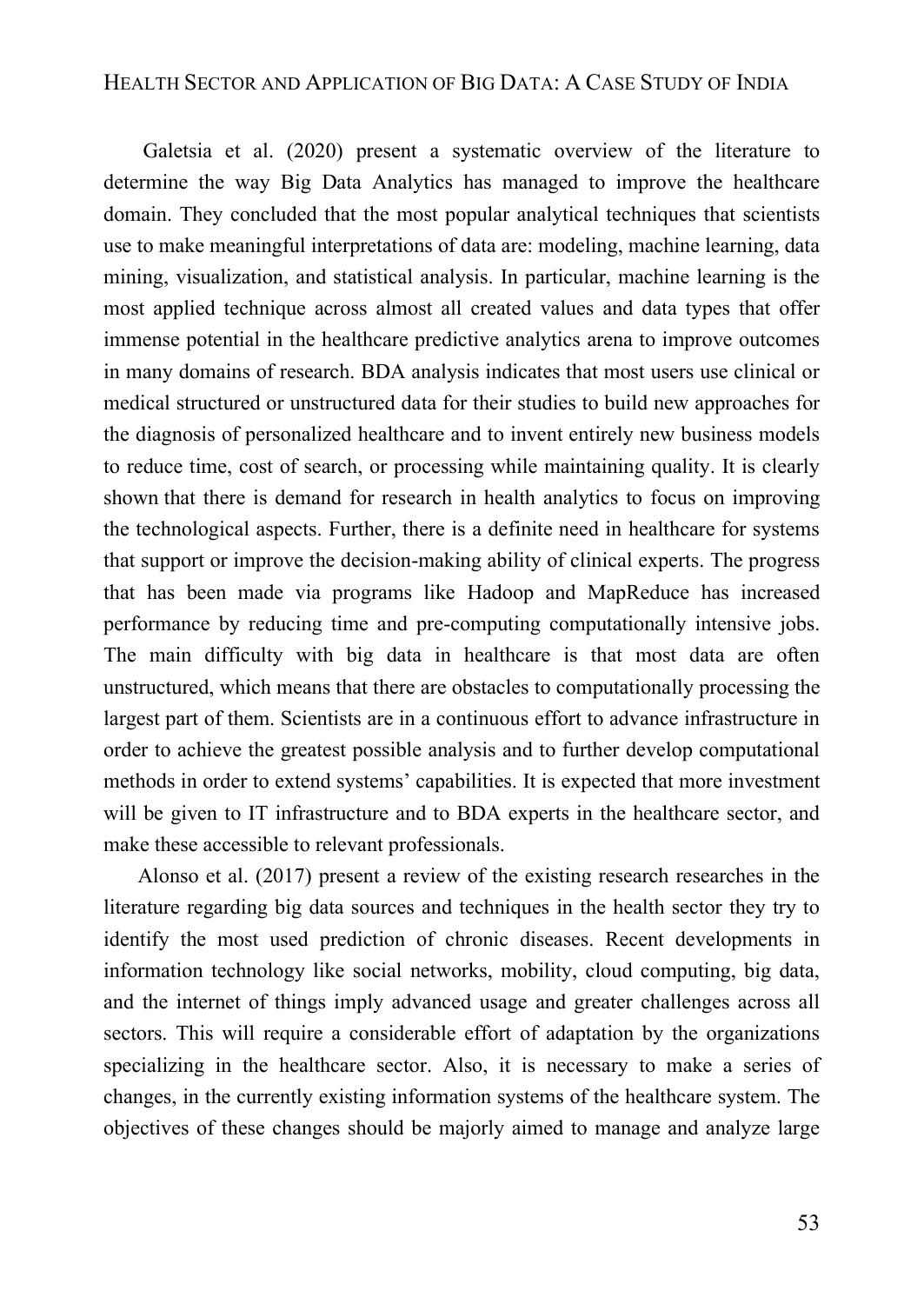Galetsia et al. (2020) present a systematic overview of the literature to determine the way Big Data Analytics has managed to improve the healthcare domain. They concluded that the most popular analytical techniques that scientists use to make meaningful interpretations of data are: modeling, machine learning, data mining, visualization, and statistical analysis. In particular, machine learning is the most applied technique across almost all created values and data types that offer immense potential in the healthcare predictive analytics arena to improve outcomes in many domains of research. BDA analysis indicates that most users use clinical or medical structured or unstructured data for their studies to build new approaches for the diagnosis of personalized healthcare and to invent entirely new business models to reduce time, cost of search, or processing while maintaining quality. It is clearly shown that there is demand for research in health analytics to focus on improving the technological aspects. Further, there is a definite need in healthcare for systems that support or improve the decision-making ability of clinical experts. The progress that has been made via programs like Hadoop and MapReduce has increased performance by reducing time and pre-computing computationally intensive jobs. The main difficulty with big data in healthcare is that most data are often unstructured, which means that there are obstacles to computationally processing the largest part of them. Scientists are in a continuous effort to advance infrastructure in order to achieve the greatest possible analysis and to further develop computational methods in order to extend systems' capabilities. It is expected that more investment will be given to IT infrastructure and to BDA experts in the healthcare sector, and make these accessible to relevant professionals.

Alonso et al. (2017) present a review of the existing research researches in the literature regarding big data sources and techniques in the health sector they try to identify the most used prediction of chronic diseases. Recent developments in information technology like social networks, mobility, cloud computing, big data, and the internet of things imply advanced usage and greater challenges across all sectors. This will require a considerable effort of adaptation by the organizations specializing in the healthcare sector. Also, it is necessary to make a series of changes, in the currently existing information systems of the healthcare system. The objectives of these changes should be majorly aimed to manage and analyze large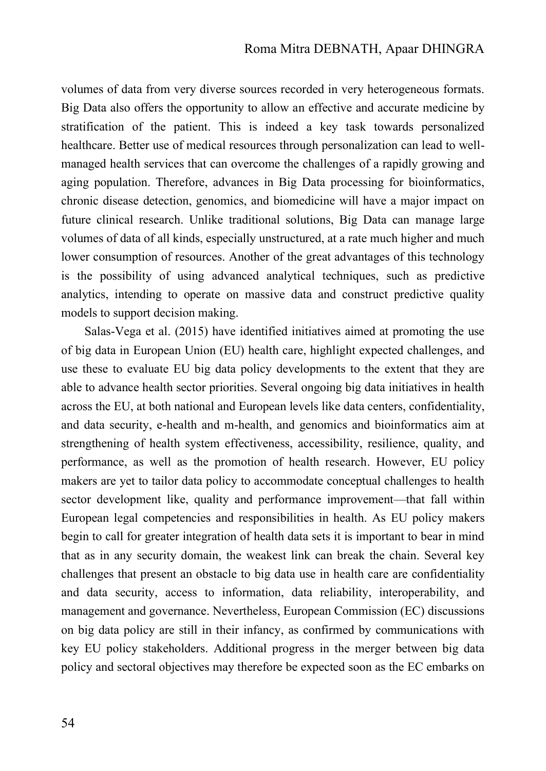volumes of data from very diverse sources recorded in very heterogeneous formats. Big Data also offers the opportunity to allow an effective and accurate medicine by stratification of the patient. This is indeed a key task towards personalized healthcare. Better use of medical resources through personalization can lead to well-managed health services that can overcome the challenges of a rapidly growing and aging population. Therefore, advances in Big Data processing for bioinformatics, chronic disease detection, genomics, and biomedicine will have a major impact on future clinical research. Unlike traditional solutions, Big Data can manage large volumes of data of all kinds, especially unstructured, at a rate much higher and much lower consumption of resources. Another of the great advantages of this technology is the possibility of using advanced analytical techniques, such as predictive analytics, intending to operate on massive data and construct predictive quality models to support decision making.

Salas-Vega et al. (2015) have identified initiatives aimed at promoting the use of big data in European Union (EU) health care, highlight expected challenges, and use these to evaluate EU big data policy developments to the extent that they are able to advance health sector priorities. Several ongoing big data initiatives in health across the EU, at both national and European levels like data centers, confidentiality, and data security, e-health and m-health, and genomics and bioinformatics aim at strengthening of health system effectiveness, accessibility, resilience, quality, and performance, as well as the promotion of health research. However, EU policy makers are yet to tailor data policy to accommodate conceptual challenges to health sector development like, quality and performance improvement—that fall within European legal competencies and responsibilities in health. As EU policy makers begin to call for greater integration of health data sets it is important to bear in mind that as in any security domain, the weakest link can break the chain. Several key challenges that present an obstacle to big data use in health care are confidentiality and data security, access to information, data reliability, interoperability, and management and governance. Nevertheless, European Commission (EC) discussions on big data policy are still in their infancy, as confirmed by communications with key EU policy stakeholders. Additional progress in the merger between big data policy and sectoral objectives may therefore be expected soon as the EC embarks on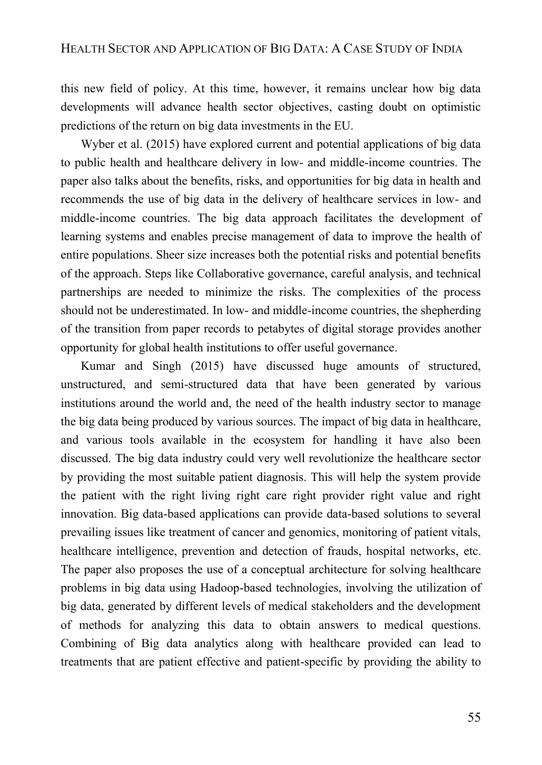this new field of policy. At this time, however, it remains unclear how big data developments will advance health sector objectives, casting doubt on optimistic predictions of the return on big data investments in the EU.

Wyber et al. (2015) have explored current and potential applications of big data to public health and healthcare delivery in low- and middle-income countries. The paper also talks about the benefits, risks, and opportunities for big data in health and recommends the use of big data in the delivery of healthcare services in low- and middle-income countries. The big data approach facilitates the development of learning systems and enables precise management of data to improve the health of entire populations. Sheer size increases both the potential risks and potential benefits of the approach. Steps like Collaborative governance, careful analysis, and technical partnerships are needed to minimize the risks. The complexities of the process should not be underestimated. In low- and middle-income countries, the shepherding of the transition from paper records to petabytes of digital storage provides another opportunity for global health institutions to offer useful governance.

Kumar and Singh (2015) have discussed huge amounts of structured, unstructured, and semi-structured data that have been generated by various institutions around the world and, the need of the health industry sector to manage the big data being produced by various sources. The impact of big data in healthcare, and various tools available in the ecosystem for handling it have also been discussed. The big data industry could very well revolutionize the healthcare sector by providing the most suitable patient diagnosis. This will help the system provide the patient with the right living right care right provider right value and right innovation. Big data-based applications can provide data-based solutions to several prevailing issues like treatment of cancer and genomics, monitoring of patient vitals, healthcare intelligence, prevention and detection of frauds, hospital networks, etc. The paper also proposes the use of a conceptual architecture for solving healthcare problems in big data using Hadoop-based technologies, involving the utilization of big data, generated by different levels of medical stakeholders and the development of methods for analyzing this data to obtain answers to medical questions. Combining of Big data analytics along with healthcare provided can lead to treatments that are patient effective and patient-specific by providing the ability to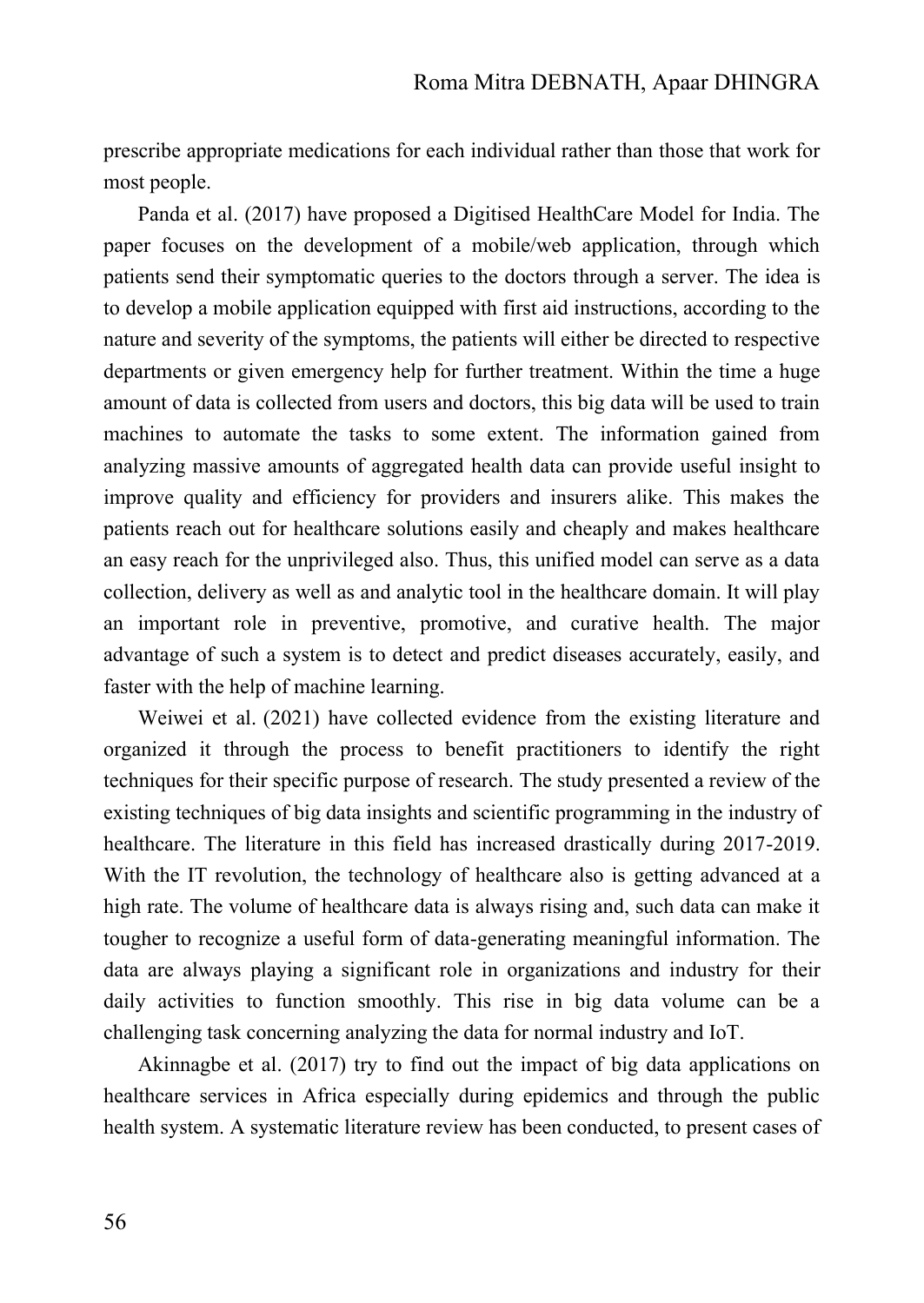prescribe appropriate medications for each individual rather than those that work for most people.

Panda et al. (2017) have proposed a Digitised HealthCare Model for India. The paper focuses on the development of a mobile/web application, through which patients send their symptomatic queries to the doctors through a server. The idea is to develop a mobile application equipped with first aid instructions, according to the nature and severity of the symptoms, the patients will either be directed to respective departments or given emergency help for further treatment. Within the time a huge amount of data is collected from users and doctors, this big data will be used to train machines to automate the tasks to some extent. The information gained from analyzing massive amounts of aggregated health data can provide useful insight to improve quality and efficiency for providers and insurers alike. This makes the patients reach out for healthcare solutions easily and cheaply and makes healthcare an easy reach for the unprivileged also. Thus, this unified model can serve as a data collection, delivery as well as and analytic tool in the healthcare domain. It will play an important role in preventive, promotive, and curative health. The major advantage of such a system is to detect and predict diseases accurately, easily, and faster with the help of machine learning.

Weiwei et al. (2021) have collected evidence from the existing literature and organized it through the process to benefit practitioners to identify the right techniques for their specific purpose of research. The study presented a review of the existing techniques of big data insights and scientific programming in the industry of healthcare. The literature in this field has increased drastically during 2017-2019. With the IT revolution, the technology of healthcare also is getting advanced at a high rate. The volume of healthcare data is always rising and, such data can make it tougher to recognize a useful form of data-generating meaningful information. The data are always playing a significant role in organizations and industry for their daily activities to function smoothly. This rise in big data volume can be a challenging task concerning analyzing the data for normal industry and IoT.

Akinnagbe et al. (2017) try to find out the impact of big data applications on healthcare services in Africa especially during epidemics and through the public health system. A systematic literature review has been conducted, to present cases of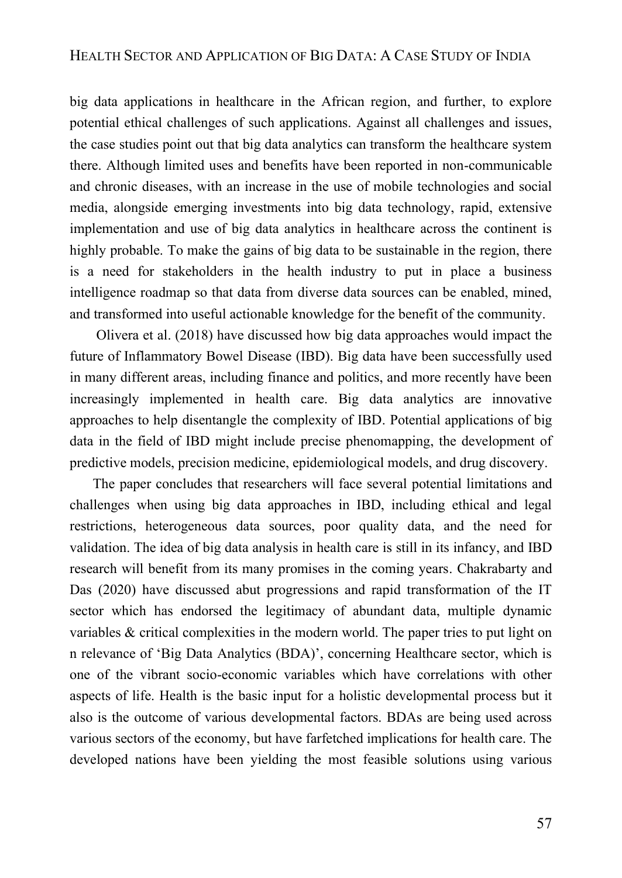big data applications in healthcare in the African region, and further, to explore potential ethical challenges of such applications. Against all challenges and issues, the case studies point out that big data analytics can transform the healthcare system there. Although limited uses and benefits have been reported in non-communicable and chronic diseases, with an increase in the use of mobile technologies and social media, alongside emerging investments into big data technology, rapid, extensive implementation and use of big data analytics in healthcare across the continent is highly probable. To make the gains of big data to be sustainable in the region, there is a need for stakeholders in the health industry to put in place a business intelligence roadmap so that data from diverse data sources can be enabled, mined, and transformed into useful actionable knowledge for the benefit of the community.

Olivera et al. (2018) have discussed how big data approaches would impact the future of Inflammatory Bowel Disease (IBD). Big data have been successfully used in many different areas, including finance and politics, and more recently have been increasingly implemented in health care. Big data analytics are innovative approaches to help disentangle the complexity of IBD. Potential applications of big data in the field of IBD might include precise phenomapping, the development of predictive models, precision medicine, epidemiological models, and drug discovery.

The paper concludes that researchers will face several potential limitations and challenges when using big data approaches in IBD, including ethical and legal restrictions, heterogeneous data sources, poor quality data, and the need for validation. The idea of big data analysis in health care is still in its infancy, and IBD research will benefit from its many promises in the coming years. Chakrabarty and Das (2020) have discussed abut progressions and rapid transformation of the IT sector which has endorsed the legitimacy of abundant data, multiple dynamic variables & critical complexities in the modern world. The paper tries to put light on n relevance of 'Big Data Analytics (BDA)', concerning Healthcare sector, which is one of the vibrant socio-economic variables which have correlations with other aspects of life. Health is the basic input for a holistic developmental process but it also is the outcome of various developmental factors. BDAs are being used across various sectors of the economy, but have farfetched implications for health care. The developed nations have been yielding the most feasible solutions using various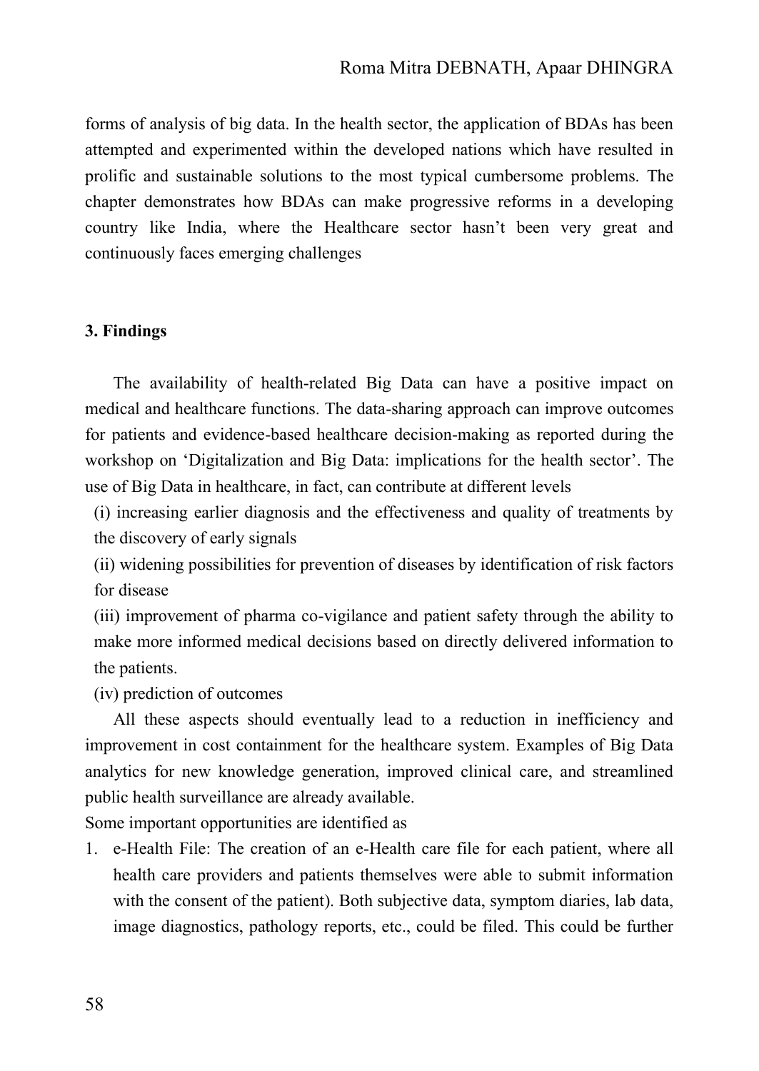forms of analysis of big data. In the health sector, the application of BDAs has been attempted and experimented within the developed nations which have resulted in prolific and sustainable solutions to the most typical cumbersome problems. The chapter demonstrates how BDAs can make progressive reforms in a developing country like India, where the Healthcare sector hasn't been very great and continuously faces emerging challenges

### 3. Findings

The availability of health-related Big Data can have a positive impact on medical and healthcare functions. The data-sharing approach can improve outcomes for patients and evidence-based healthcare decision-making as reported during the workshop on 'Digitalization and Big Data: implications for the health sector'. The use of Big Data in healthcare, in fact, can contribute at different levels

(i) increasing earlier diagnosis and the effectiveness and quality of treatments by the discovery of early signals

(ii) widening possibilities for prevention of diseases by identification of risk factors for disease

(iii) improvement of pharma co-vigilance and patient safety through the ability to make more informed medical decisions based on directly delivered information to the patients.

(iv) prediction of outcomes

All these aspects should eventually lead to a reduction in inefficiency and improvement in cost containment for the healthcare system. Examples of Big Data analytics for new knowledge generation, improved clinical care, and streamlined public health surveillance are already available.

Some important opportunities are identified as

1. e-Health File: The creation of an e-Health care file for each patient, where all health care providers and patients themselves were able to submit information with the consent of the patient). Both subjective data, symptom diaries, lab data, image diagnostics, pathology reports, etc., could be filed. This could be further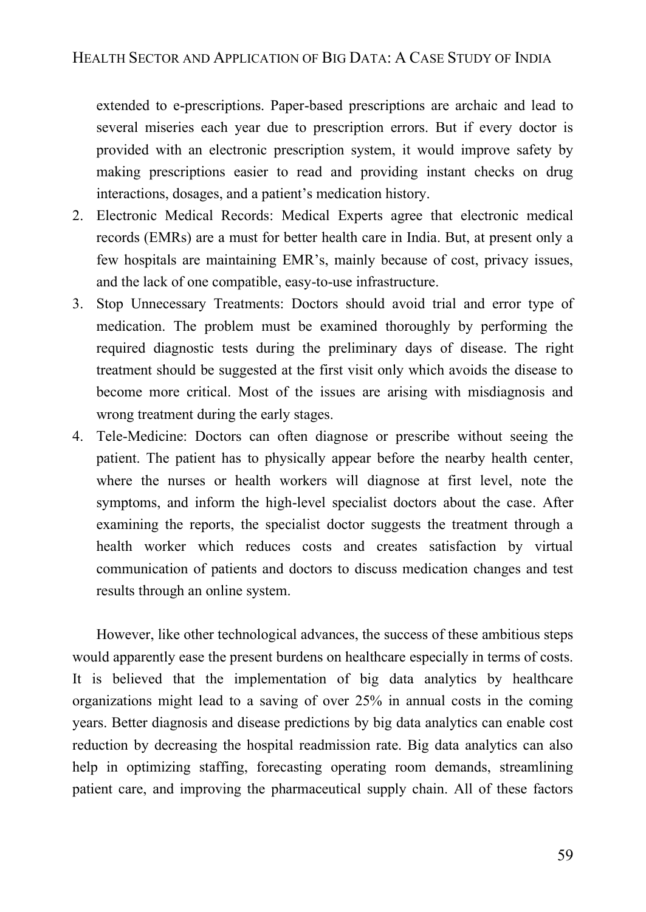extended to e-prescriptions. Paper-based prescriptions are archaic and lead to several miseries each year due to prescription errors. But if every doctor is provided with an electronic prescription system, it would improve safety by making prescriptions easier to read and providing instant checks on drug interactions, dosages, and a patient's medication history.

2. Electronic Medical Records: Medical Experts agree that electronic medical records (EMRs) are a must for better health care in India. But, at present only a few hospitals are maintaining EMR's, mainly because of cost, privacy issues, and the lack of one compatible, easy-to-use infrastructure.
3. Stop Unnecessary Treatments: Doctors should avoid trial and error type of medication. The problem must be examined thoroughly by performing the required diagnostic tests during the preliminary days of disease. The right treatment should be suggested at the first visit only which avoids the disease to become more critical. Most of the issues are arising with misdiagnosis and wrong treatment during the early stages.
4. Tele-Medicine: Doctors can often diagnose or prescribe without seeing the patient. The patient has to physically appear before the nearby health center, where the nurses or health workers will diagnose at first level, note the symptoms, and inform the high-level specialist doctors about the case. After examining the reports, the specialist doctor suggests the treatment through a health worker which reduces costs and creates satisfaction by virtual communication of patients and doctors to discuss medication changes and test results through an online system.

However, like other technological advances, the success of these ambitious steps would apparently ease the present burdens on healthcare especially in terms of costs. It is believed that the implementation of big data analytics by healthcare organizations might lead to a saving of over 25% in annual costs in the coming years. Better diagnosis and disease predictions by big data analytics can enable cost reduction by decreasing the hospital readmission rate. Big data analytics can also help in optimizing staffing, forecasting operating room demands, streamlining patient care, and improving the pharmaceutical supply chain. All of these factors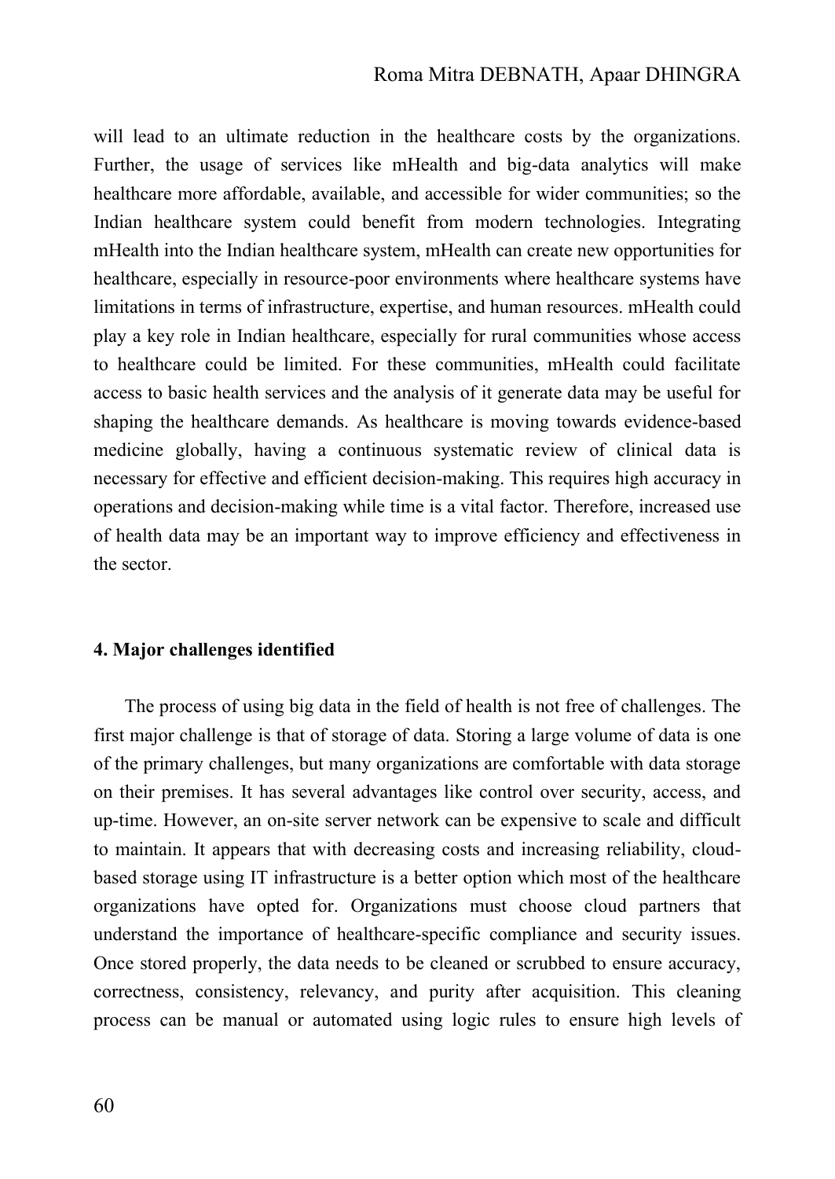will lead to an ultimate reduction in the healthcare costs by the organizations. Further, the usage of services like mHealth and big-data analytics will make healthcare more affordable, available, and accessible for wider communities; so the Indian healthcare system could benefit from modern technologies. Integrating mHealth into the Indian healthcare system, mHealth can create new opportunities for healthcare, especially in resource-poor environments where healthcare systems have limitations in terms of infrastructure, expertise, and human resources. mHealth could play a key role in Indian healthcare, especially for rural communities whose access to healthcare could be limited. For these communities, mHealth could facilitate access to basic health services and the analysis of it generate data may be useful for shaping the healthcare demands. As healthcare is moving towards evidence-based medicine globally, having a continuous systematic review of clinical data is necessary for effective and efficient decision-making. This requires high accuracy in operations and decision-making while time is a vital factor. Therefore, increased use of health data may be an important way to improve efficiency and effectiveness in the sector.

## 4. Major challenges identified

The process of using big data in the field of health is not free of challenges. The first major challenge is that of storage of data. Storing a large volume of data is one of the primary challenges, but many organizations are comfortable with data storage on their premises. It has several advantages like control over security, access, and up-time. However, an on-site server network can be expensive to scale and difficult to maintain. It appears that with decreasing costs and increasing reliability, cloud-based storage using IT infrastructure is a better option which most of the healthcare organizations have opted for. Organizations must choose cloud partners that understand the importance of healthcare-specific compliance and security issues. Once stored properly, the data needs to be cleaned or scrubbed to ensure accuracy, correctness, consistency, relevancy, and purity after acquisition. This cleaning process can be manual or automated using logic rules to ensure high levels of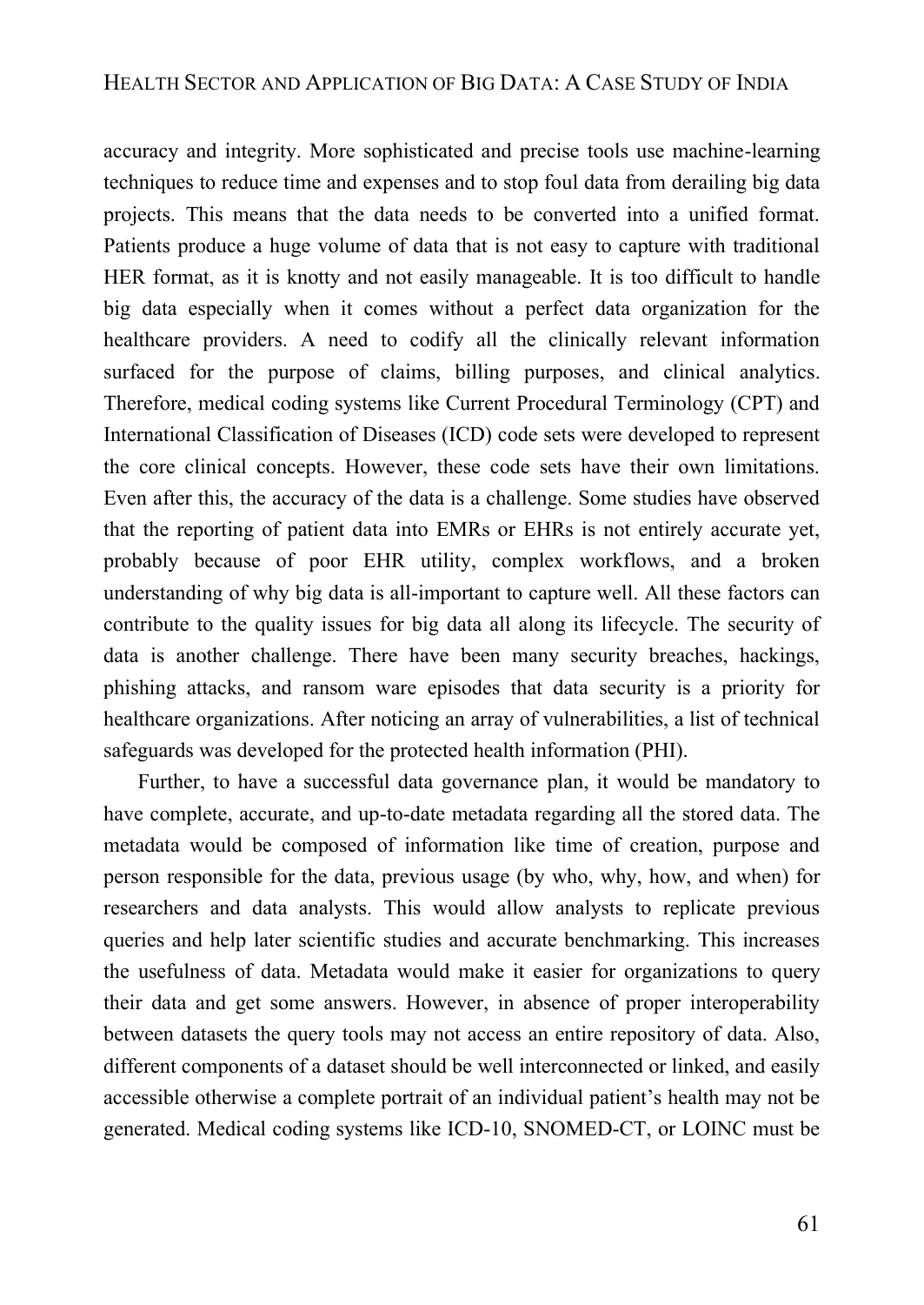accuracy and integrity. More sophisticated and precise tools use machine-learning techniques to reduce time and expenses and to stop foul data from derailing big data projects. This means that the data needs to be converted into a unified format. Patients produce a huge volume of data that is not easy to capture with traditional HER format, as it is knotty and not easily manageable. It is too difficult to handle big data especially when it comes without a perfect data organization for the healthcare providers. A need to codify all the clinically relevant information surfaced for the purpose of claims, billing purposes, and clinical analytics. Therefore, medical coding systems like Current Procedural Terminology (CPT) and International Classification of Diseases (ICD) code sets were developed to represent the core clinical concepts. However, these code sets have their own limitations. Even after this, the accuracy of the data is a challenge. Some studies have observed that the reporting of patient data into EMRs or EHRs is not entirely accurate yet, probably because of poor EHR utility, complex workflows, and a broken understanding of why big data is all-important to capture well. All these factors can contribute to the quality issues for big data all along its lifecycle. The security of data is another challenge. There have been many security breaches, hackings, phishing attacks, and ransom ware episodes that data security is a priority for healthcare organizations. After noticing an array of vulnerabilities, a list of technical safeguards was developed for the protected health information (PHI).

Further, to have a successful data governance plan, it would be mandatory to have complete, accurate, and up-to-date metadata regarding all the stored data. The metadata would be composed of information like time of creation, purpose and person responsible for the data, previous usage (by who, why, how, and when) for researchers and data analysts. This would allow analysts to replicate previous queries and help later scientific studies and accurate benchmarking. This increases the usefulness of data. Metadata would make it easier for organizations to query their data and get some answers. However, in absence of proper interoperability between datasets the query tools may not access an entire repository of data. Also, different components of a dataset should be well interconnected or linked, and easily accessible otherwise a complete portrait of an individual patient's health may not be generated. Medical coding systems like ICD-10, SNOMED-CT, or LOINC must be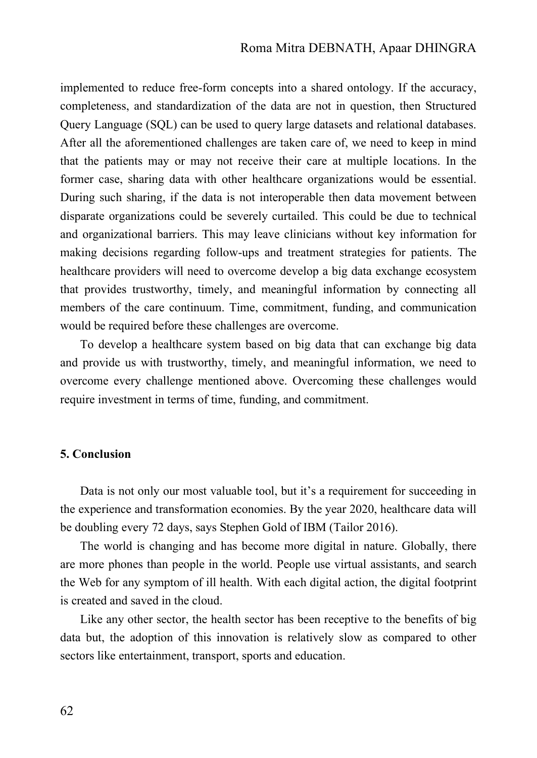implemented to reduce free-form concepts into a shared ontology. If the accuracy, completeness, and standardization of the data are not in question, then Structured Query Language (SQL) can be used to query large datasets and relational databases. After all the aforementioned challenges are taken care of, we need to keep in mind that the patients may or may not receive their care at multiple locations. In the former case, sharing data with other healthcare organizations would be essential. During such sharing, if the data is not interoperable then data movement between disparate organizations could be severely curtailed. This could be due to technical and organizational barriers. This may leave clinicians without key information for making decisions regarding follow-ups and treatment strategies for patients. The healthcare providers will need to overcome develop a big data exchange ecosystem that provides trustworthy, timely, and meaningful information by connecting all members of the care continuum. Time, commitment, funding, and communication would be required before these challenges are overcome.

To develop a healthcare system based on big data that can exchange big data and provide us with trustworthy, timely, and meaningful information, we need to overcome every challenge mentioned above. Overcoming these challenges would require investment in terms of time, funding, and commitment.

## 5. Conclusion

Data is not only our most valuable tool, but it's a requirement for succeeding in the experience and transformation economies. By the year 2020, healthcare data will be doubling every 72 days, says Stephen Gold of IBM (Tailor 2016).

The world is changing and has become more digital in nature. Globally, there are more phones than people in the world. People use virtual assistants, and search the Web for any symptom of ill health. With each digital action, the digital footprint is created and saved in the cloud.

Like any other sector, the health sector has been receptive to the benefits of big data but, the adoption of this innovation is relatively slow as compared to other sectors like entertainment, transport, sports and education.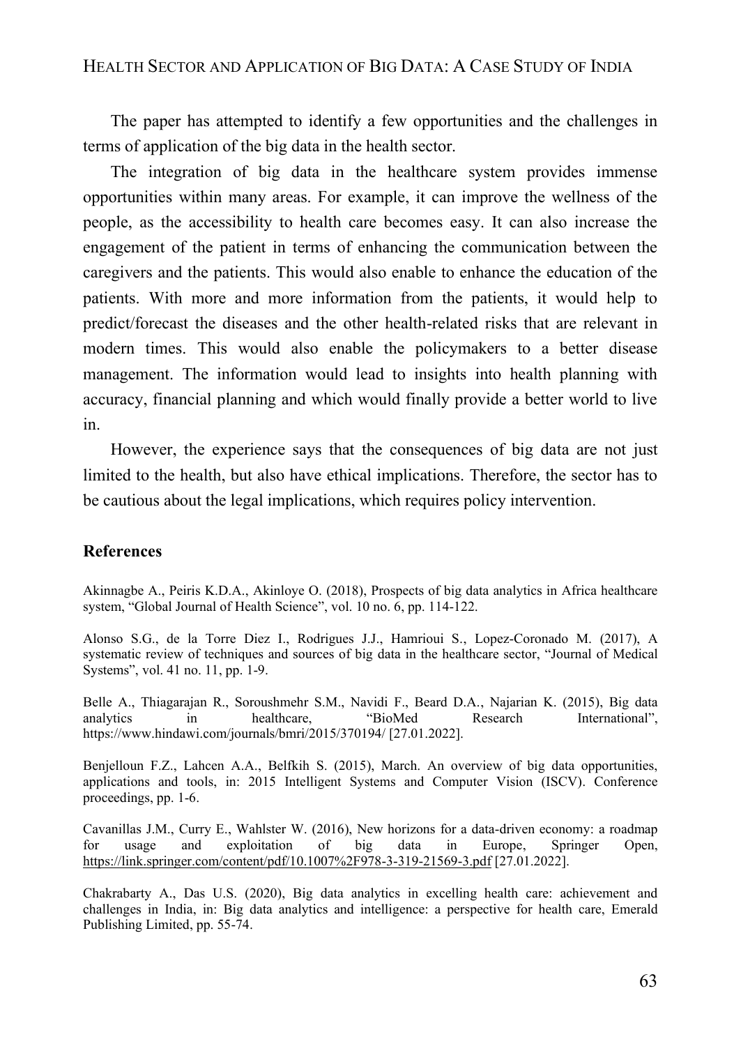The paper has attempted to identify a few opportunities and the challenges in terms of application of the big data in the health sector.

The integration of big data in the healthcare system provides immense opportunities within many areas. For example, it can improve the wellness of the people, as the accessibility to health care becomes easy. It can also increase the engagement of the patient in terms of enhancing the communication between the caregivers and the patients. This would also enable to enhance the education of the patients. With more and more information from the patients, it would help to predict/forecast the diseases and the other health-related risks that are relevant in modern times. This would also enable the policymakers to a better disease management. The information would lead to insights into health planning with accuracy, financial planning and which would finally provide a better world to live in.

However, the experience says that the consequences of big data are not just limited to the health, but also have ethical implications. Therefore, the sector has to be cautious about the legal implications, which requires policy intervention.

## References

Akinnagbe A., Peiris K.D.A., Akinloye O. (2018), Prospects of big data analytics in Africa healthcare system, "Global Journal of Health Science", vol. 10 no. 6, pp. 114-122.

Alonso S.G., de la Torre Diez I., Rodrigues J.J., Hamrioui S., Lopez-Coronado M. (2017), A systematic review of techniques and sources of big data in the healthcare sector, "Journal of Medical Systems", vol. 41 no. 11, pp. 1-9.

Belle A., Thiagarajan R., Soroushmehr S.M., Navidi F., Beard D.A., Najarian K. (2015), Big data analytics in healthcare, "BioMed Research International", https://www.hindawi.com/journals/bmri/2015/370194/ [27.01.2022].

Benjelloun F.Z., Lahcen A.A., Belfkih S. (2015), March. An overview of big data opportunities, applications and tools, in: 2015 Intelligent Systems and Computer Vision (ISCV). Conference proceedings, pp. 1-6.

Cavanillas J.M., Curry E., Wahlster W. (2016), New horizons for a data-driven economy: a roadmap for usage and exploitation of big data in Europe, Springer Open, https://link.springer.com/content/pdf/10.1007%2F978-3-319-21569-3.pdf [27.01.2022].

Chakrabarty A., Das U.S. (2020), Big data analytics in excelling health care: achievement and challenges in India, in: Big data analytics and intelligence: a perspective for health care, Emerald Publishing Limited, pp. 55-74.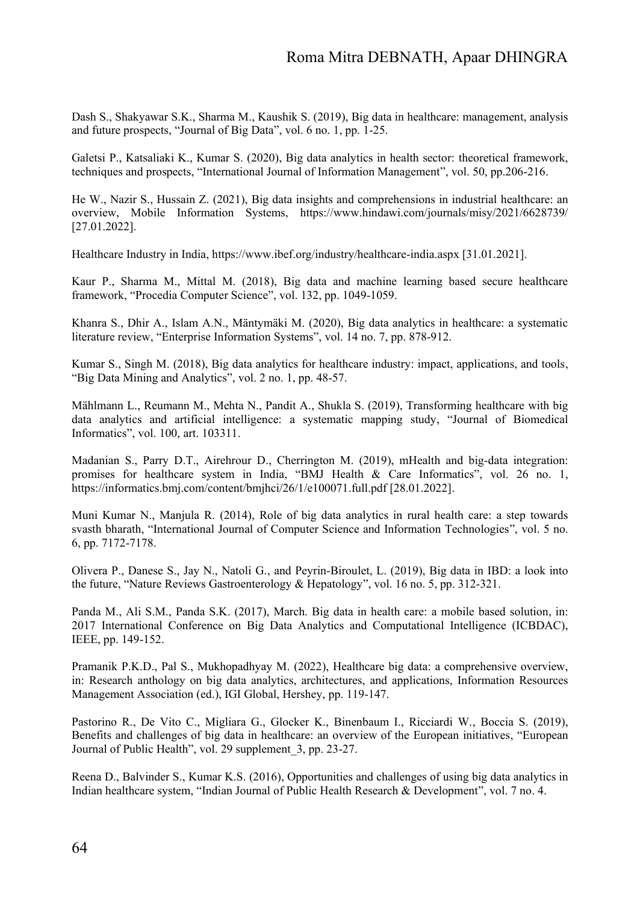Dash S., Shakyawar S.K., Sharma M., Kaushik S. (2019), Big data in healthcare: management, analysis and future prospects, "Journal of Big Data", vol. 6 no. 1, pp. 1-25.

Galetsi P., Katsaliaki K., Kumar S. (2020), Big data analytics in health sector: theoretical framework, techniques and prospects, "International Journal of Information Management", vol. 50, pp.206-216.

He W., Nazir S., Hussain Z. (2021), Big data insights and comprehensions in industrial healthcare: an overview, Mobile Information Systems, https://www.hindawi.com/journals/misy/2021/6628739/ [27.01.2022].

Healthcare Industry in India, https://www.ibef.org/industry/healthcare-india.aspx [31.01.2021].

Kaur P., Sharma M., Mittal M. (2018), Big data and machine learning based secure healthcare framework, "Procedia Computer Science", vol. 132, pp. 1049-1059.

Khanra S., Dhir A., Islam A.N., Mäntymäki M. (2020), Big data analytics in healthcare: a systematic literature review, "Enterprise Information Systems", vol. 14 no. 7, pp. 878-912.

Kumar S., Singh M. (2018), Big data analytics for healthcare industry: impact, applications, and tools, "Big Data Mining and Analytics", vol. 2 no. 1, pp. 48-57.

Mählmann L., Reumann M., Mehta N., Pandit A., Shukla S. (2019), Transforming healthcare with big data analytics and artificial intelligence: a systematic mapping study, "Journal of Biomedical Informatics", vol. 100, art. 103311.

Madanian S., Parry D.T., Airehrour D., Cherrington M. (2019), mHealth and big-data integration: promises for healthcare system in India, "BMJ Health & Care Informatics", vol. 26 no. 1, https://informatics.bmj.com/content/bmjhci/26/1/e100071.full.pdf [28.01.2022].

Muni Kumar N., Manjula R. (2014), Role of big data analytics in rural health care: a step towards svasth bharath, "International Journal of Computer Science and Information Technologies", vol. 5 no. 6, pp. 7172-7178.

Olivera P., Danese S., Jay N., Natoli G., and Peyrin-Biroulet, L. (2019), Big data in IBD: a look into the future, "Nature Reviews Gastroenterology & Hepatology", vol. 16 no. 5, pp. 312-321.

Panda M., Ali S.M., Panda S.K. (2017), March. Big data in health care: a mobile based solution, in: 2017 International Conference on Big Data Analytics and Computational Intelligence (ICBDAC), IEEE, pp. 149-152.

Pramanik P.K.D., Pal S., Mukhopadhyay M. (2022), Healthcare big data: a comprehensive overview, in: Research anthology on big data analytics, architectures, and applications, Information Resources Management Association (ed.), IGI Global, Hershey, pp. 119-147.

Pastorino R., De Vito C., Migliara G., Glocker K., Binenbaum I., Ricciardi W., Boccia S. (2019), Benefits and challenges of big data in healthcare: an overview of the European initiatives, "European Journal of Public Health", vol. 29 supplement_3, pp. 23-27.

Reena D., Balvinder S., Kumar K.S. (2016), Opportunities and challenges of using big data analytics in Indian healthcare system, "Indian Journal of Public Health Research & Development", vol. 7 no. 4.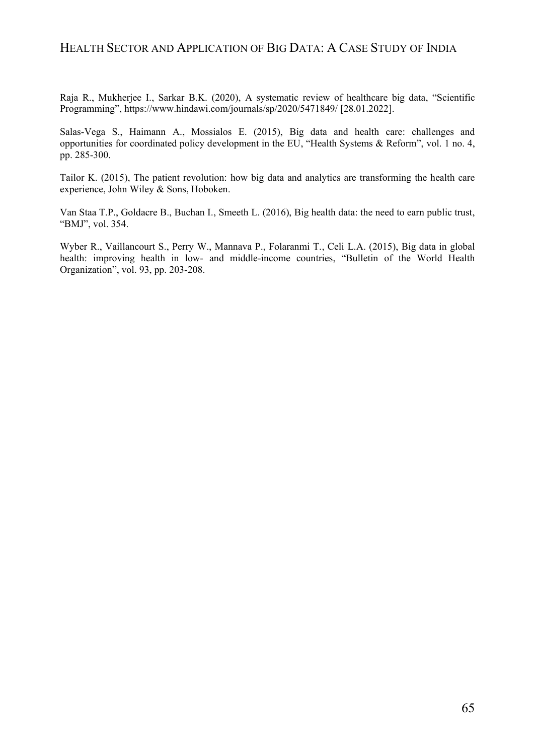Raja R., Mukherjee I., Sarkar B.K. (2020), A systematic review of healthcare big data, "Scientific Programming", https://www.hindawi.com/journals/sp/2020/5471849/ [28.01.2022].

Salas-Vega S., Haimann A., Mossialos E. (2015), Big data and health care: challenges and opportunities for coordinated policy development in the EU, "Health Systems & Reform", vol. 1 no. 4, pp. 285-300.

Tailor K. (2015), The patient revolution: how big data and analytics are transforming the health care experience, John Wiley & Sons, Hoboken.

Van Staa T.P., Goldacre B., Buchan I., Smeeth L. (2016), Big health data: the need to earn public trust, "BMJ", vol. 354.

Wyber R., Vaillancourt S., Perry W., Mannava P., Folaranmi T., Celi L.A. (2015), Big data in global health: improving health in low- and middle-income countries, "Bulletin of the World Health Organization", vol. 93, pp. 203-208.